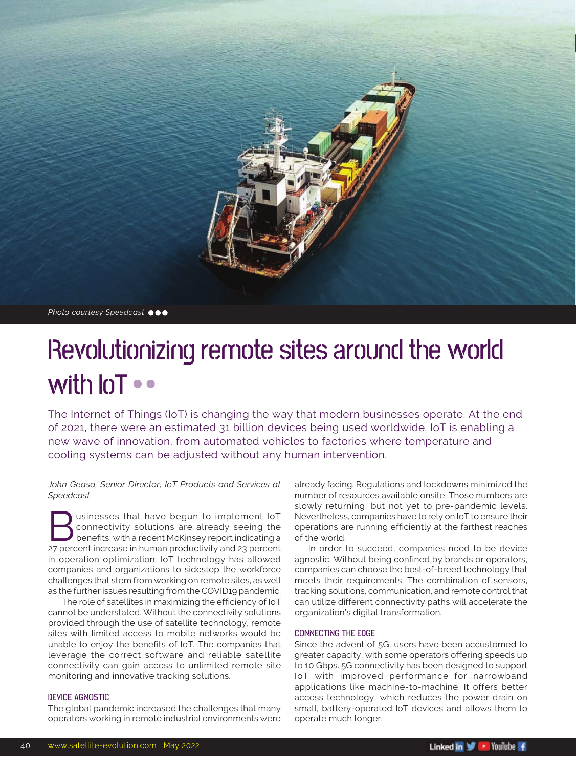Photo courtesy Speedcast

# Revolutionizing remote sites around the world with IoT

The Internet of Things (IoT) is changing the way that modern businesses operate. At the end of 2021, there were an estimated 31 billion devices being used worldwide. IoT is enabling a new wave of innovation, from automated vehicles to factories where temperature and cooling systems can be adjusted without any human intervention.

*John Geasa, Senior Director, IoT Products and Services at Speedcast*

Businesses that have begun to implement IoT connectivity solutions are already seeing the benefits, with a recent McKinsey report indicating a 27 percent increase in human productivity and 23 percent in operation optimization. IoT technology has allowed companies and organizations to sidestep the workforce challenges that stem from working on remote sites, as well as the further issues resulting from the COVID19 pandemic.

The role of satellites in maximizing the efficiency of IoT cannot be understated. Without the connectivity solutions provided through the use of satellite technology, remote sites with limited access to mobile networks would be unable to enjoy the benefits of IoT. The companies that leverage the correct software and reliable satellite connectivity can gain access to unlimited remote site monitoring and innovative tracking solutions.

## DEVICE AGNOSTIC

The global pandemic increased the challenges that many operators working in remote industrial environments were already facing. Regulations and lockdowns minimized the number of resources available onsite. Those numbers are slowly returning, but not yet to pre-pandemic levels. Nevertheless, companies have to rely on IoT to ensure their operations are running efficiently at the farthest reaches of the world.

In order to succeed, companies need to be device agnostic. Without being confined by brands or operators, companies can choose the best-of-breed technology that meets their requirements. The combination of sensors, tracking solutions, communication, and remote control that can utilize different connectivity paths will accelerate the organization's digital transformation.

## CONNECTING THE EDGE

Since the advent of 5G, users have been accustomed to greater capacity, with some operators offering speeds up to 10 Gbps. 5G connectivity has been designed to support IoT with improved performance for narrowband applications like machine-to-machine. It offers better access technology, which reduces the power drain on small, battery-operated IoT devices and allows them to operate much longer.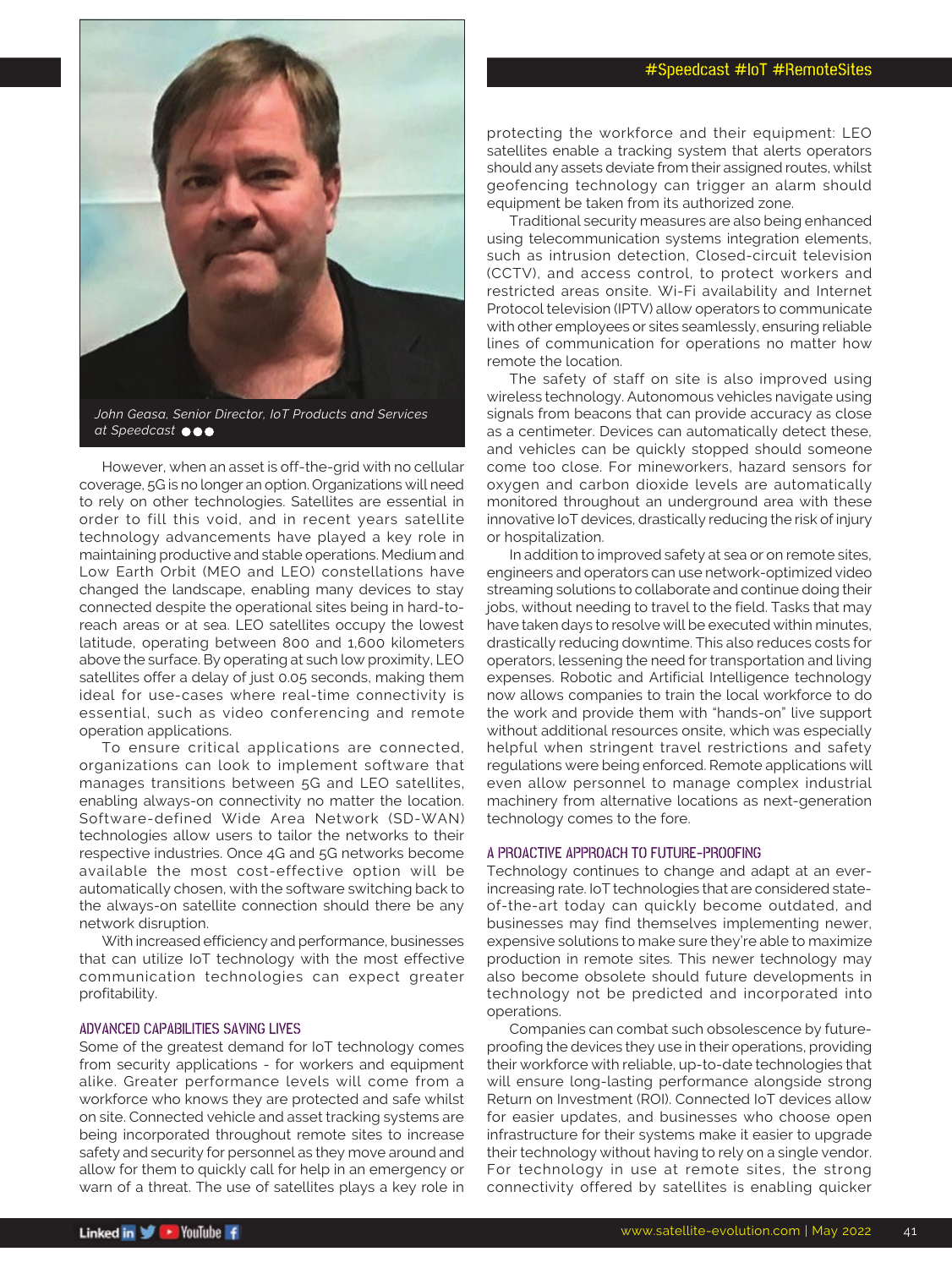*John Geasa, Senior Director, IoT Products and Services at Speedcast*

However, when an asset is off-the-grid with no cellular coverage, 5G is no longer an option. Organizations will need to rely on other technologies. Satellites are essential in order to fill this void, and in recent years satellite technology advancements have played a key role in maintaining productive and stable operations. Medium and Low Earth Orbit (MEO and LEO) constellations have changed the landscape, enabling many devices to stay connected despite the operational sites being in hard-to-reach areas or at sea. LEO satellites occupy the lowest latitude, operating between 800 and 1,600 kilometers above the surface. By operating at such low proximity, LEO satellites offer a delay of just 0.05 seconds, making them ideal for use-cases where real-time connectivity is essential, such as video conferencing and remote operation applications.

To ensure critical applications are connected, organizations can look to implement software that manages transitions between 5G and LEO satellites, enabling always-on connectivity no matter the location. Software-defined Wide Area Network (SD-WAN) technologies allow users to tailor the networks to their respective industries. Once 4G and 5G networks become available the most cost-effective option will be automatically chosen, with the software switching back to the always-on satellite connection should there be any network disruption.

With increased efficiency and performance, businesses that can utilize IoT technology with the most effective communication technologies can expect greater profitability.

## ADVANCED CAPABILITIES SAVING LIVES

Some of the greatest demand for IoT technology comes from security applications - for workers and equipment alike. Greater performance levels will come from a workforce who knows they are protected and safe whilst on site. Connected vehicle and asset tracking systems are being incorporated throughout remote sites to increase safety and security for personnel as they move around and allow for them to quickly call for help in an emergency or warn of a threat. The use of satellites plays a key role in protecting the workforce and their equipment: LEO satellites enable a tracking system that alerts operators should any assets deviate from their assigned routes, whilst geofencing technology can trigger an alarm should equipment be taken from its authorized zone.

Traditional security measures are also being enhanced using telecommunication systems integration elements, such as intrusion detection, Closed-circuit television (CCTV), and access control, to protect workers and restricted areas onsite. Wi-Fi availability and Internet Protocol television (IPTV) allow operators to communicate with other employees or sites seamlessly, ensuring reliable lines of communication for operations no matter how remote the location.

The safety of staff on site is also improved using wireless technology. Autonomous vehicles navigate using signals from beacons that can provide accuracy as close as a centimeter. Devices can automatically detect these, and vehicles can be quickly stopped should someone come too close. For mineworkers, hazard sensors for oxygen and carbon dioxide levels are automatically monitored throughout an underground area with these innovative IoT devices, drastically reducing the risk of injury or hospitalization.

In addition to improved safety at sea or on remote sites, engineers and operators can use network-optimized video streaming solutions to collaborate and continue doing their jobs, without needing to travel to the field. Tasks that may have taken days to resolve will be executed within minutes, drastically reducing downtime. This also reduces costs for operators, lessening the need for transportation and living expenses. Robotic and Artificial Intelligence technology now allows companies to train the local workforce to do the work and provide them with "hands-on" live support without additional resources onsite, which was especially helpful when stringent travel restrictions and safety regulations were being enforced. Remote applications will even allow personnel to manage complex industrial machinery from alternative locations as next-generation technology comes to the fore.

## A PROACTIVE APPROACH TO FUTURE-PROOFING

Technology continues to change and adapt at an ever-increasing rate. IoT technologies that are considered state-of-the-art today can quickly become outdated, and businesses may find themselves implementing newer, expensive solutions to make sure they're able to maximize production in remote sites. This newer technology may also become obsolete should future developments in technology not be predicted and incorporated into operations.

Companies can combat such obsolescence by future-proofing the devices they use in their operations, providing their workforce with reliable, up-to-date technologies that will ensure long-lasting performance alongside strong Return on Investment (ROI). Connected IoT devices allow for easier updates, and businesses who choose open infrastructure for their systems make it easier to upgrade their technology without having to rely on a single vendor. For technology in use at remote sites, the strong connectivity offered by satellites is enabling quicker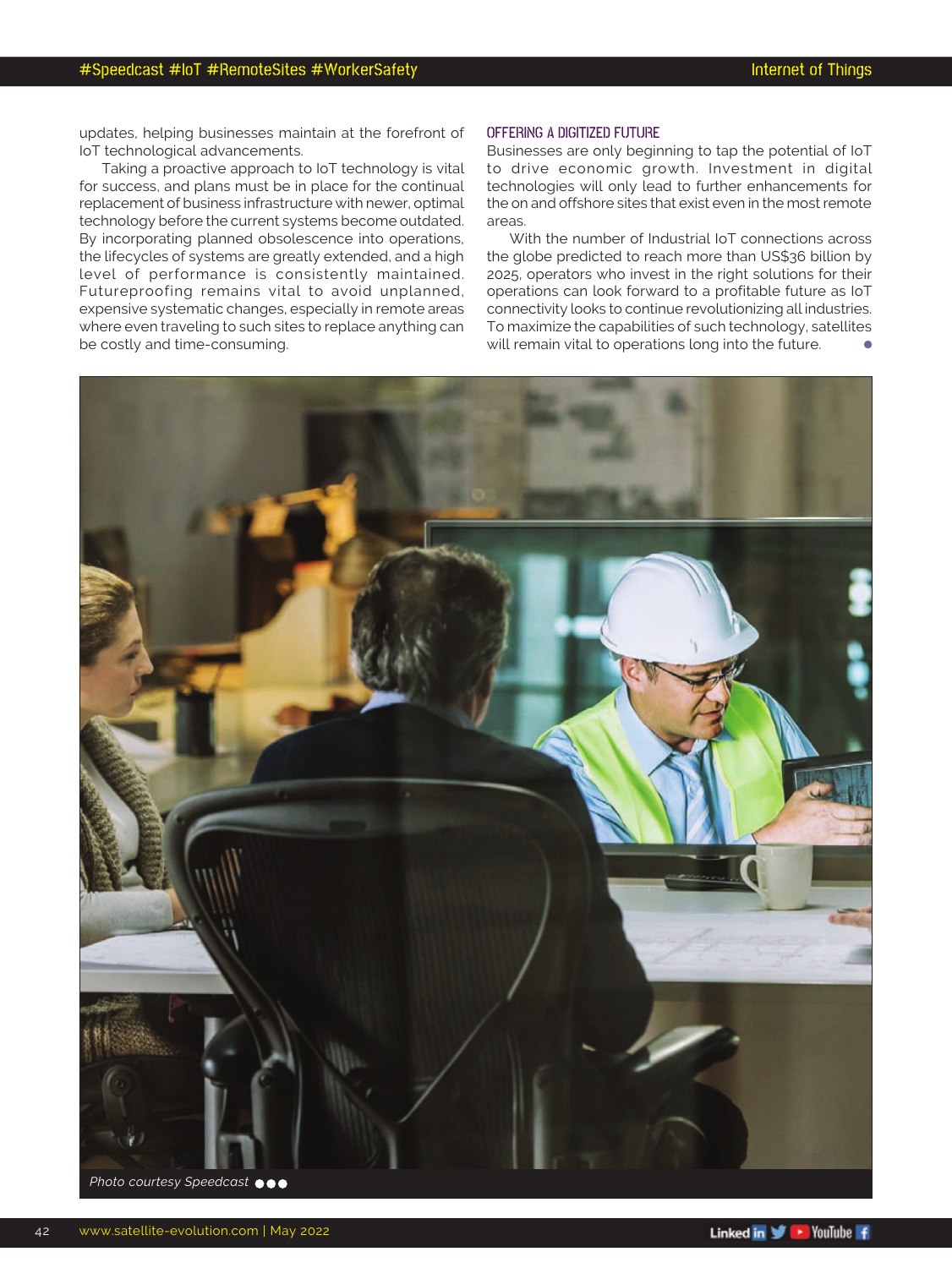updates, helping businesses maintain at the forefront of IoT technological advancements.

Taking a proactive approach to IoT technology is vital for success, and plans must be in place for the continual replacement of business infrastructure with newer, optimal technology before the current systems become outdated. By incorporating planned obsolescence into operations, the lifecycles of systems are greatly extended, and a high level of performance is consistently maintained. Futureproofing remains vital to avoid unplanned, expensive systematic changes, especially in remote areas where even traveling to such sites to replace anything can be costly and time-consuming.

## OFFERING A DIGITIZED FUTURE

Businesses are only beginning to tap the potential of IoT to drive economic growth. Investment in digital technologies will only lead to further enhancements for the on and offshore sites that exist even in the most remote areas.

With the number of Industrial IoT connections across the globe predicted to reach more than US$36 billion by 2025, operators who invest in the right solutions for their operations can look forward to a profitable future as IoT connectivity looks to continue revolutionizing all industries. To maximize the capabilities of such technology, satellites will remain vital to operations long into the future.

*Photo courtesy Speedcast*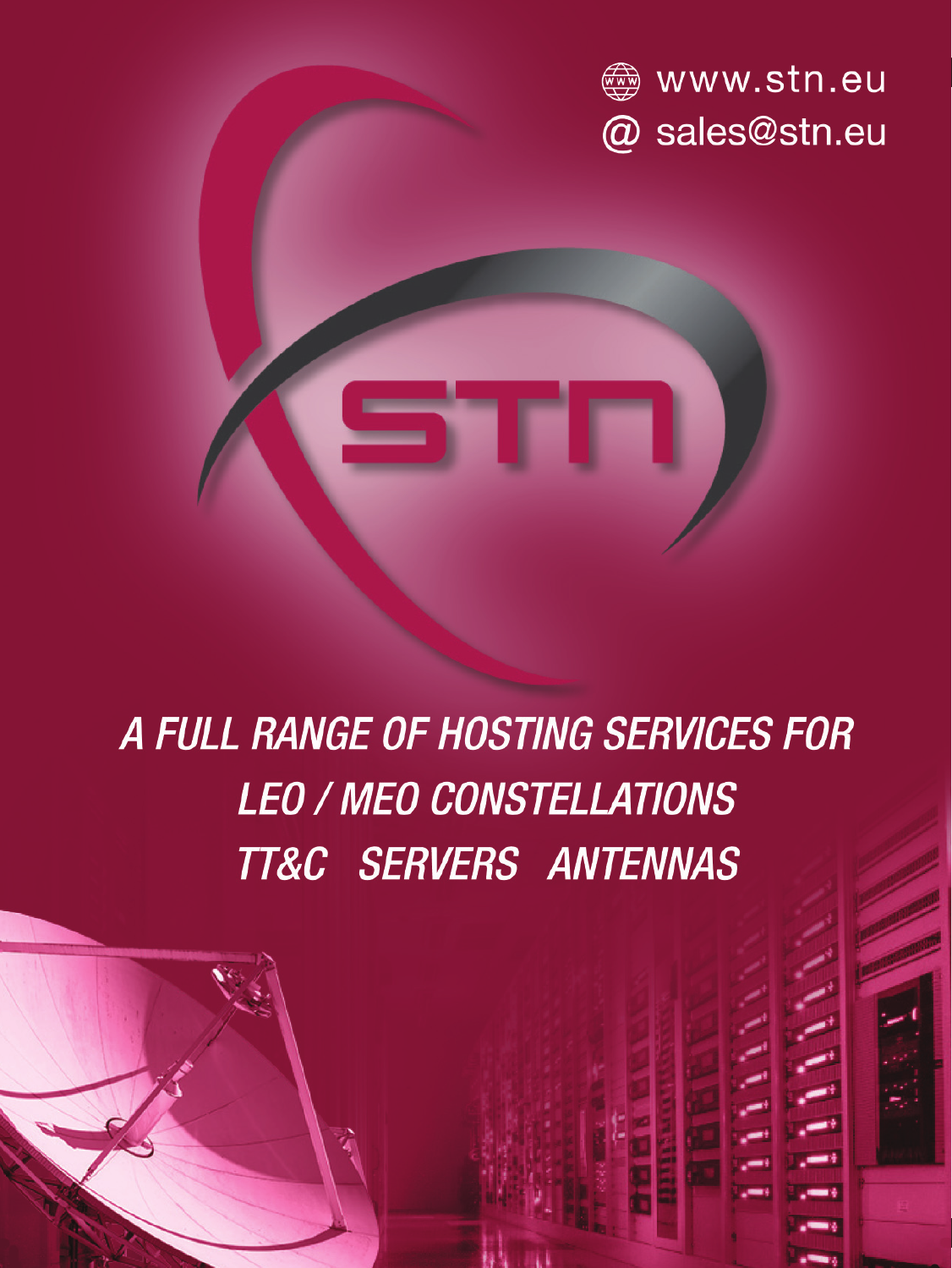www.stn.eu

@ sales@stn.eu

STN

*A FULL RANGE OF HOSTING SERVICES FOR*

*LEO / MEO CONSTELLATIONS*

*TT&C SERVERS ANTENNAS*